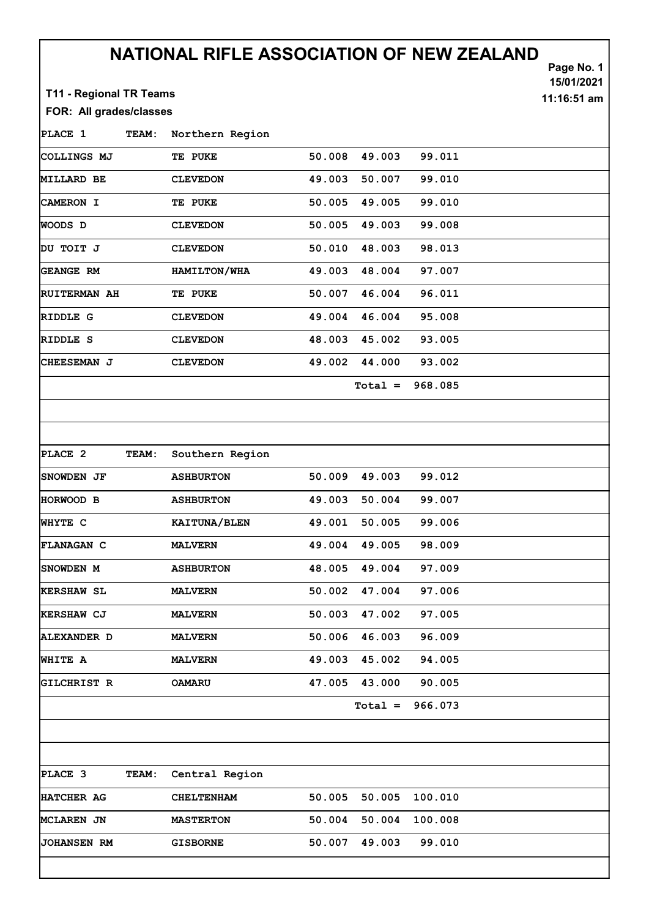# NATIONAL RIFLE ASSOCIATION OF NEW ZEALAND

**T11 - Regional TR Teams**

**FOR: All grades/classes**

15/01/2021
11:16:51 am

| PLACE 1 | TEAM: Northern Region | | | |
|---|---|---|---|---|
| COLLINGS MJ | TE PUKE | 50.008 | 49.003 | 99.011 |
| MILLARD BE | CLEVEDON | 49.003 | 50.007 | 99.010 |
| CAMERON I | TE PUKE | 50.005 | 49.005 | 99.010 |
| WOODS D | CLEVEDON | 50.005 | 49.003 | 99.008 |
| DU TOIT J | CLEVEDON | 50.010 | 48.003 | 98.013 |
| GEANGE RM | HAMILTON/WHA | 49.003 | 48.004 | 97.007 |
| RUITERMAN AH | TE PUKE | 50.007 | 46.004 | 96.011 |
| RIDDLE G | CLEVEDON | 49.004 | 46.004 | 95.008 |
| RIDDLE S | CLEVEDON | 48.003 | 45.002 | 93.005 |
| CHEESEMAN J | CLEVEDON | 49.002 | 44.000 | 93.002 |
| | | | Total = | 968.085 |

| PLACE 2 | TEAM: Southern Region | | | |
|---|---|---|---|---|
| SNOWDEN JF | ASHBURTON | 50.009 | 49.003 | 99.012 |
| HORWOOD B | ASHBURTON | 49.003 | 50.004 | 99.007 |
| WHYTE C | KAITUNA/BLEN | 49.001 | 50.005 | 99.006 |
| FLANAGAN C | MALVERN | 49.004 | 49.005 | 98.009 |
| SNOWDEN M | ASHBURTON | 48.005 | 49.004 | 97.009 |
| KERSHAW SL | MALVERN | 50.002 | 47.004 | 97.006 |
| KERSHAW CJ | MALVERN | 50.003 | 47.002 | 97.005 |
| ALEXANDER D | MALVERN | 50.006 | 46.003 | 96.009 |
| WHITE A | MALVERN | 49.003 | 45.002 | 94.005 |
| GILCHRIST R | OAMARU | 47.005 | 43.000 | 90.005 |
| | | | Total = | 966.073 |

| PLACE 3 | TEAM: Central Region | | | |
|---|---|---|---|---|
| HATCHER AG | CHELTENHAM | 50.005 | 50.005 | 100.010 |
| MCLAREN JN | MASTERTON | 50.004 | 50.004 | 100.008 |
| JOHANSEN RM | GISBORNE | 50.007 | 49.003 | 99.010 |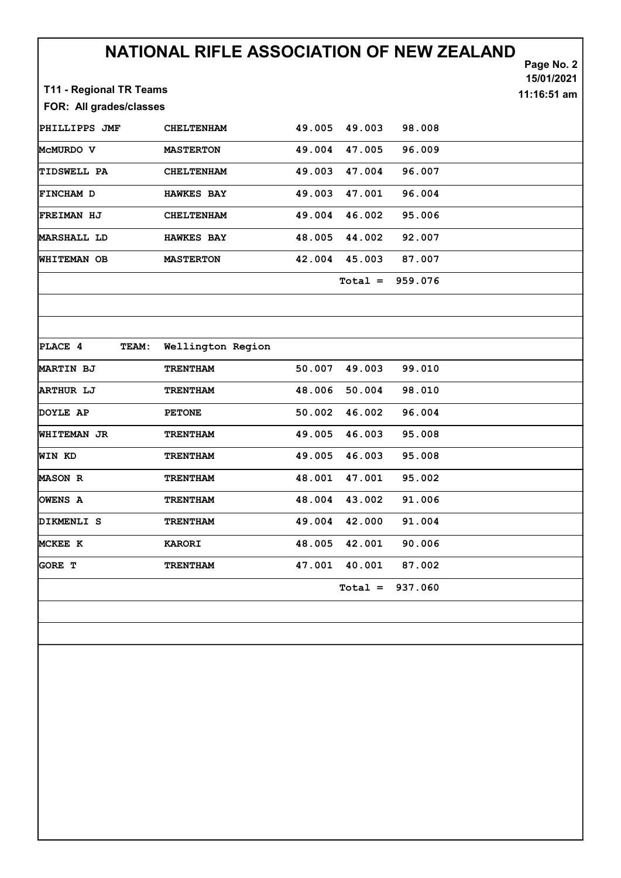# NATIONAL RIFLE ASSOCIATION OF NEW ZEALAND

T11 - Regional TR Teams

FOR: All grades/classes

15/01/2021
11:16:51 am

| | | | | |
|---|---|---|---|---|
| PHILLIPPS JMF | CHELTENHAM | 49.005 | 49.003 | 98.008 |
| McMURDO V | MASTERTON | 49.004 | 47.005 | 96.009 |
| TIDSWELL PA | CHELTENHAM | 49.003 | 47.004 | 96.007 |
| FINCHAM D | HAWKES BAY | 49.003 | 47.001 | 96.004 |
| FREIMAN HJ | CHELTENHAM | 49.004 | 46.002 | 95.006 |
| MARSHALL LD | HAWKES BAY | 48.005 | 44.002 | 92.007 |
| WHITEMAN OB | MASTERTON | 42.004 | 45.003 | 87.007 |
| | | | Total = | 959.076 |

| | | | | |
|---|---|---|---|---|
| PLACE 4 TEAM: | Wellington Region | | | |
| MARTIN BJ | TRENTHAM | 50.007 | 49.003 | 99.010 |
| ARTHUR LJ | TRENTHAM | 48.006 | 50.004 | 98.010 |
| DOYLE AP | PETONE | 50.002 | 46.002 | 96.004 |
| WHITEMAN JR | TRENTHAM | 49.005 | 46.003 | 95.008 |
| WIN KD | TRENTHAM | 49.005 | 46.003 | 95.008 |
| MASON R | TRENTHAM | 48.001 | 47.001 | 95.002 |
| OWENS A | TRENTHAM | 48.004 | 43.002 | 91.006 |
| DIKMENLI S | TRENTHAM | 49.004 | 42.000 | 91.004 |
| MCKEE K | KARORI | 48.005 | 42.001 | 90.006 |
| GORE T | TRENTHAM | 47.001 | 40.001 | 87.002 |
| | | | Total = | 937.060 |